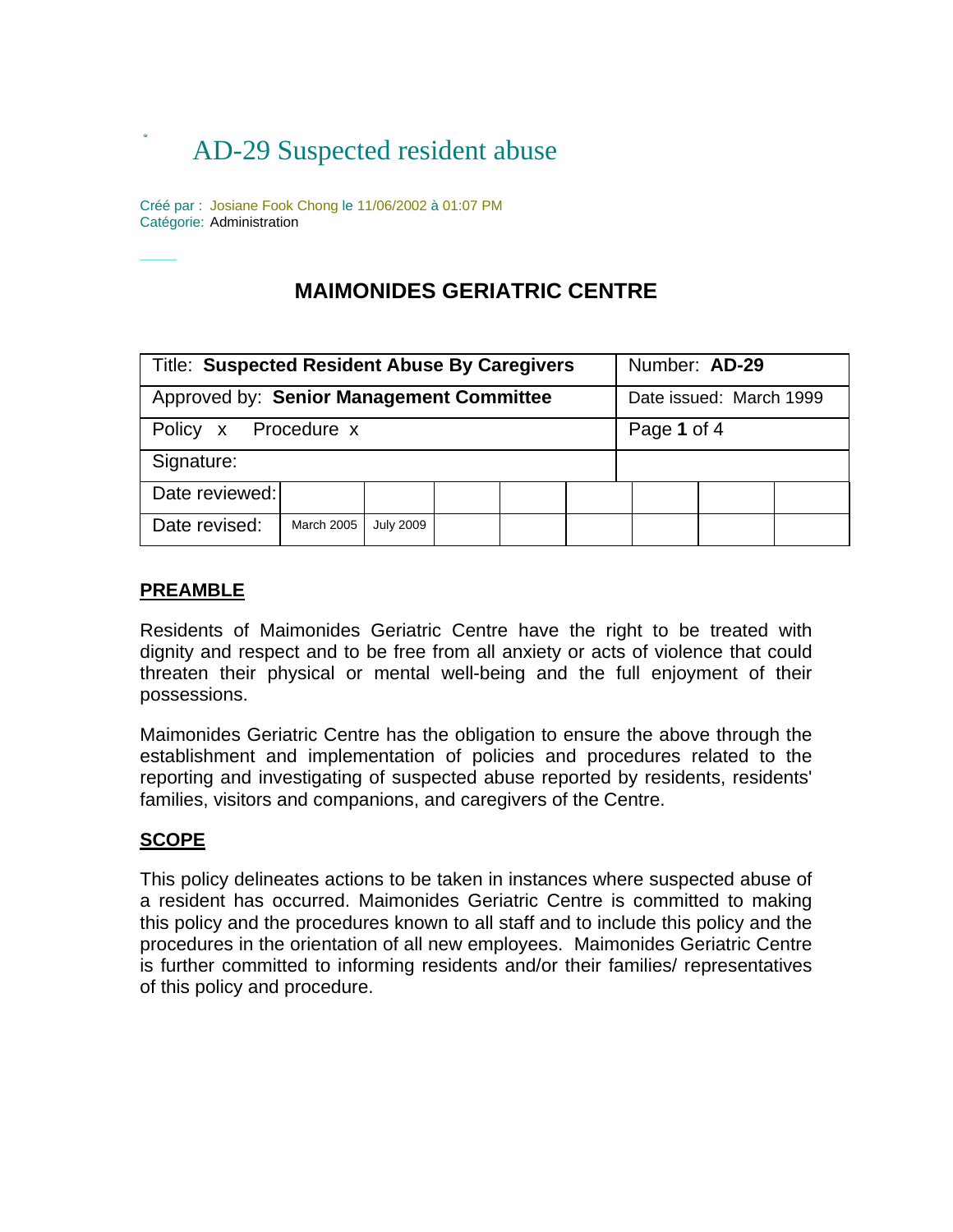# AD-29 Suspected resident abuse

Créé par : Josiane Fook Chong le 11/06/2002 à 01:07 PM
Catégorie: Administration

## MAIMONIDES GERIATRIC CENTRE

| | | | | | | | | |
|---|---|---|---|---|---|---|---|---|
| Title: **Suspected Resident Abuse By Caregivers** | | | | | Number: **AD-29** | | | |
| Approved by: **Senior Management Committee** | | | | | Date issued: March 1999 | | | |
| Policy x Procedure x | | | | | Page **1** of 4 | | | |
| Signature: | | | | | | | | |
| Date reviewed: | | | | | | | | |
| Date revised: | March 2005 | July 2009 | | | | | | |

### PREAMBLE

Residents of Maimonides Geriatric Centre have the right to be treated with dignity and respect and to be free from all anxiety or acts of violence that could threaten their physical or mental well-being and the full enjoyment of their possessions.

Maimonides Geriatric Centre has the obligation to ensure the above through the establishment and implementation of policies and procedures related to the reporting and investigating of suspected abuse reported by residents, residents' families, visitors and companions, and caregivers of the Centre.

### SCOPE

This policy delineates actions to be taken in instances where suspected abuse of a resident has occurred. Maimonides Geriatric Centre is committed to making this policy and the procedures known to all staff and to include this policy and the procedures in the orientation of all new employees. Maimonides Geriatric Centre is further committed to informing residents and/or their families/ representatives of this policy and procedure.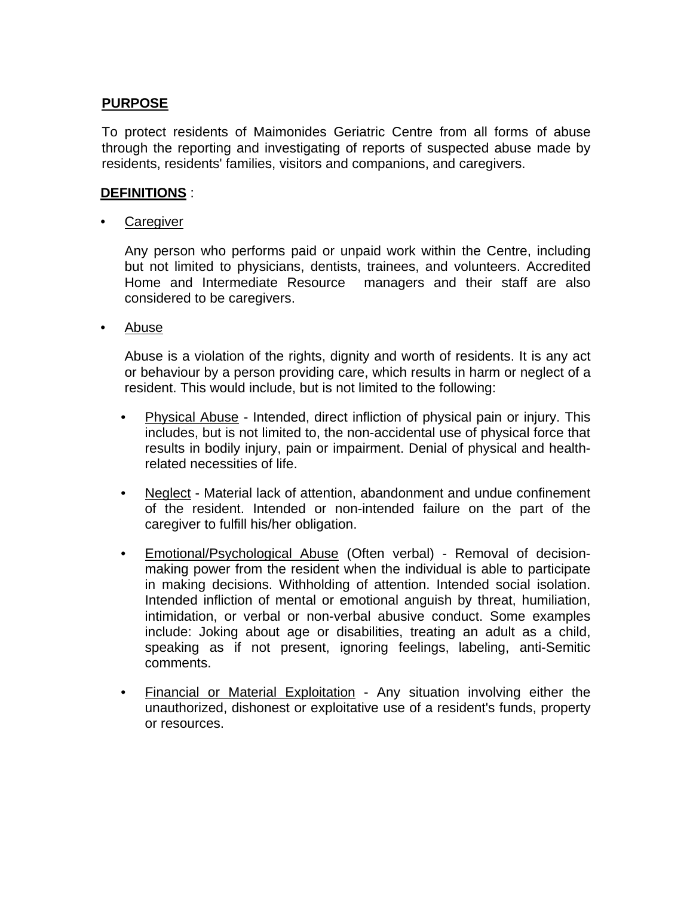**PURPOSE**

To protect residents of Maimonides Geriatric Centre from all forms of abuse through the reporting and investigating of reports of suspected abuse made by residents, residents' families, visitors and companions, and caregivers.

**DEFINITIONS** :

- Caregiver

  Any person who performs paid or unpaid work within the Centre, including but not limited to physicians, dentists, trainees, and volunteers. Accredited Home and Intermediate Resource managers and their staff are also considered to be caregivers.

- Abuse

  Abuse is a violation of the rights, dignity and worth of residents. It is any act or behaviour by a person providing care, which results in harm or neglect of a resident. This would include, but is not limited to the following:

  - Physical Abuse - Intended, direct infliction of physical pain or injury. This includes, but is not limited to, the non-accidental use of physical force that results in bodily injury, pain or impairment. Denial of physical and health-related necessities of life.

  - Neglect - Material lack of attention, abandonment and undue confinement of the resident. Intended or non-intended failure on the part of the caregiver to fulfill his/her obligation.

  - Emotional/Psychological Abuse (Often verbal) - Removal of decision-making power from the resident when the individual is able to participate in making decisions. Withholding of attention. Intended social isolation. Intended infliction of mental or emotional anguish by threat, humiliation, intimidation, or verbal or non-verbal abusive conduct. Some examples include: Joking about age or disabilities, treating an adult as a child, speaking as if not present, ignoring feelings, labeling, anti-Semitic comments.

  - Financial or Material Exploitation - Any situation involving either the unauthorized, dishonest or exploitative use of a resident's funds, property or resources.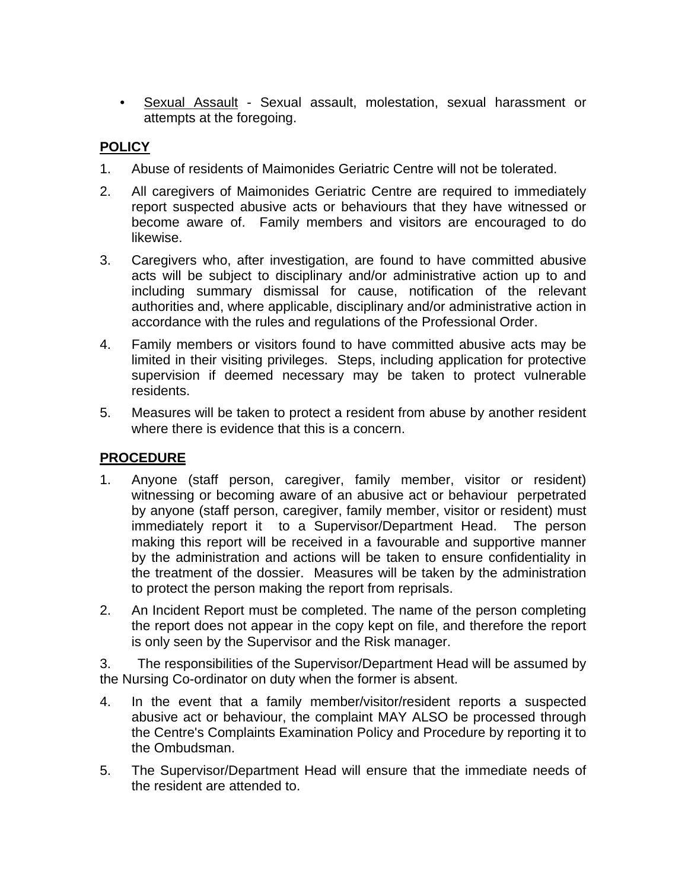- Sexual Assault - Sexual assault, molestation, sexual harassment or attempts at the foregoing.

**POLICY**

1. Abuse of residents of Maimonides Geriatric Centre will not be tolerated.
2. All caregivers of Maimonides Geriatric Centre are required to immediately report suspected abusive acts or behaviours that they have witnessed or become aware of. Family members and visitors are encouraged to do likewise.
3. Caregivers who, after investigation, are found to have committed abusive acts will be subject to disciplinary and/or administrative action up to and including summary dismissal for cause, notification of the relevant authorities and, where applicable, disciplinary and/or administrative action in accordance with the rules and regulations of the Professional Order.
4. Family members or visitors found to have committed abusive acts may be limited in their visiting privileges. Steps, including application for protective supervision if deemed necessary may be taken to protect vulnerable residents.
5. Measures will be taken to protect a resident from abuse by another resident where there is evidence that this is a concern.

**PROCEDURE**

1. Anyone (staff person, caregiver, family member, visitor or resident) witnessing or becoming aware of an abusive act or behaviour perpetrated by anyone (staff person, caregiver, family member, visitor or resident) must immediately report it to a Supervisor/Department Head. The person making this report will be received in a favourable and supportive manner by the administration and actions will be taken to ensure confidentiality in the treatment of the dossier. Measures will be taken by the administration to protect the person making the report from reprisals.
2. An Incident Report must be completed. The name of the person completing the report does not appear in the copy kept on file, and therefore the report is only seen by the Supervisor and the Risk manager.
3. The responsibilities of the Supervisor/Department Head will be assumed by the Nursing Co-ordinator on duty when the former is absent.
4. In the event that a family member/visitor/resident reports a suspected abusive act or behaviour, the complaint MAY ALSO be processed through the Centre's Complaints Examination Policy and Procedure by reporting it to the Ombudsman.
5. The Supervisor/Department Head will ensure that the immediate needs of the resident are attended to.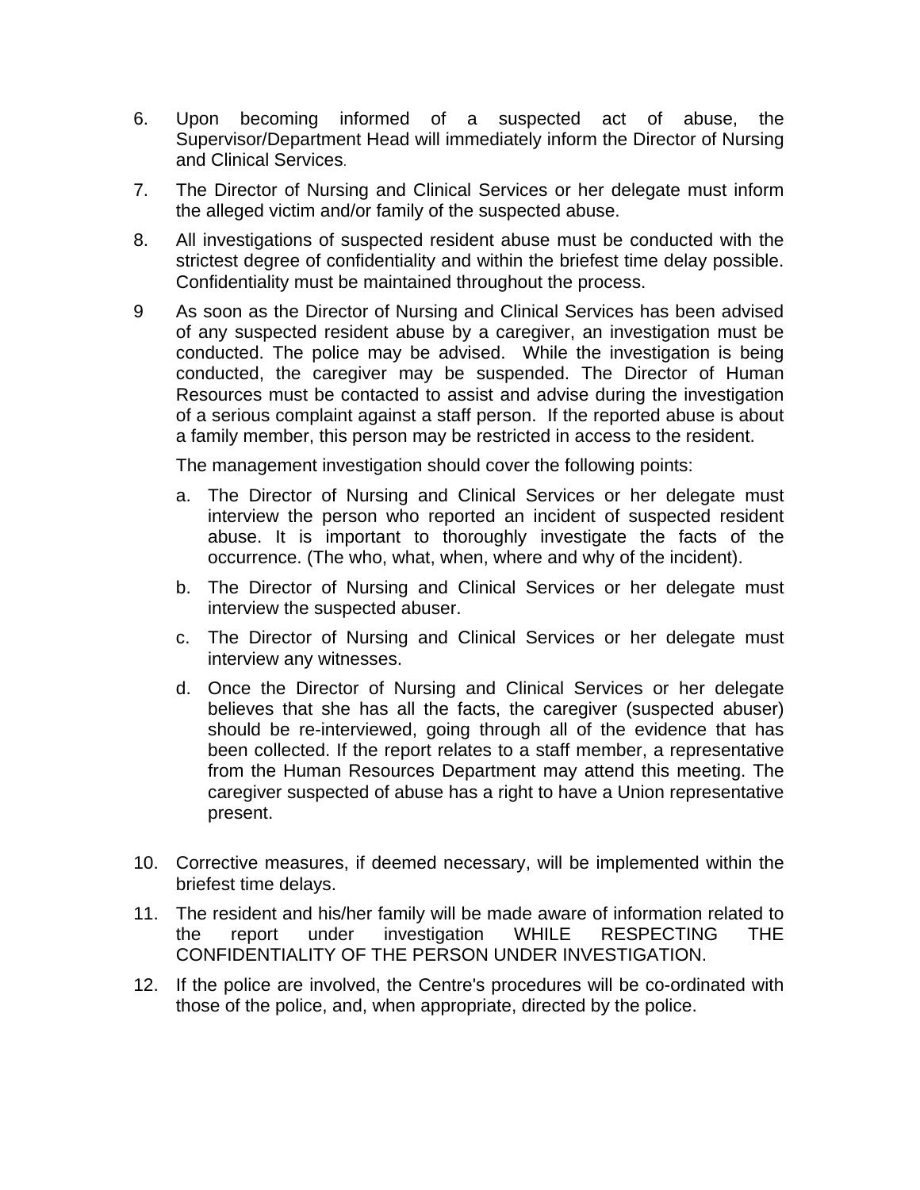6. Upon becoming informed of a suspected act of abuse, the Supervisor/Department Head will immediately inform the Director of Nursing and Clinical Services.

7. The Director of Nursing and Clinical Services or her delegate must inform the alleged victim and/or family of the suspected abuse.

8. All investigations of suspected resident abuse must be conducted with the strictest degree of confidentiality and within the briefest time delay possible. Confidentiality must be maintained throughout the process.

9 As soon as the Director of Nursing and Clinical Services has been advised of any suspected resident abuse by a caregiver, an investigation must be conducted. The police may be advised. While the investigation is being conducted, the caregiver may be suspended. The Director of Human Resources must be contacted to assist and advise during the investigation of a serious complaint against a staff person. If the reported abuse is about a family member, this person may be restricted in access to the resident.

   The management investigation should cover the following points:

   a. The Director of Nursing and Clinical Services or her delegate must interview the person who reported an incident of suspected resident abuse. It is important to thoroughly investigate the facts of the occurrence. (The who, what, when, where and why of the incident).

   b. The Director of Nursing and Clinical Services or her delegate must interview the suspected abuser.

   c. The Director of Nursing and Clinical Services or her delegate must interview any witnesses.

   d. Once the Director of Nursing and Clinical Services or her delegate believes that she has all the facts, the caregiver (suspected abuser) should be re-interviewed, going through all of the evidence that has been collected. If the report relates to a staff member, a representative from the Human Resources Department may attend this meeting. The caregiver suspected of abuse has a right to have a Union representative present.

10. Corrective measures, if deemed necessary, will be implemented within the briefest time delays.

11. The resident and his/her family will be made aware of information related to the report under investigation WHILE RESPECTING THE CONFIDENTIALITY OF THE PERSON UNDER INVESTIGATION.

12. If the police are involved, the Centre's procedures will be co-ordinated with those of the police, and, when appropriate, directed by the police.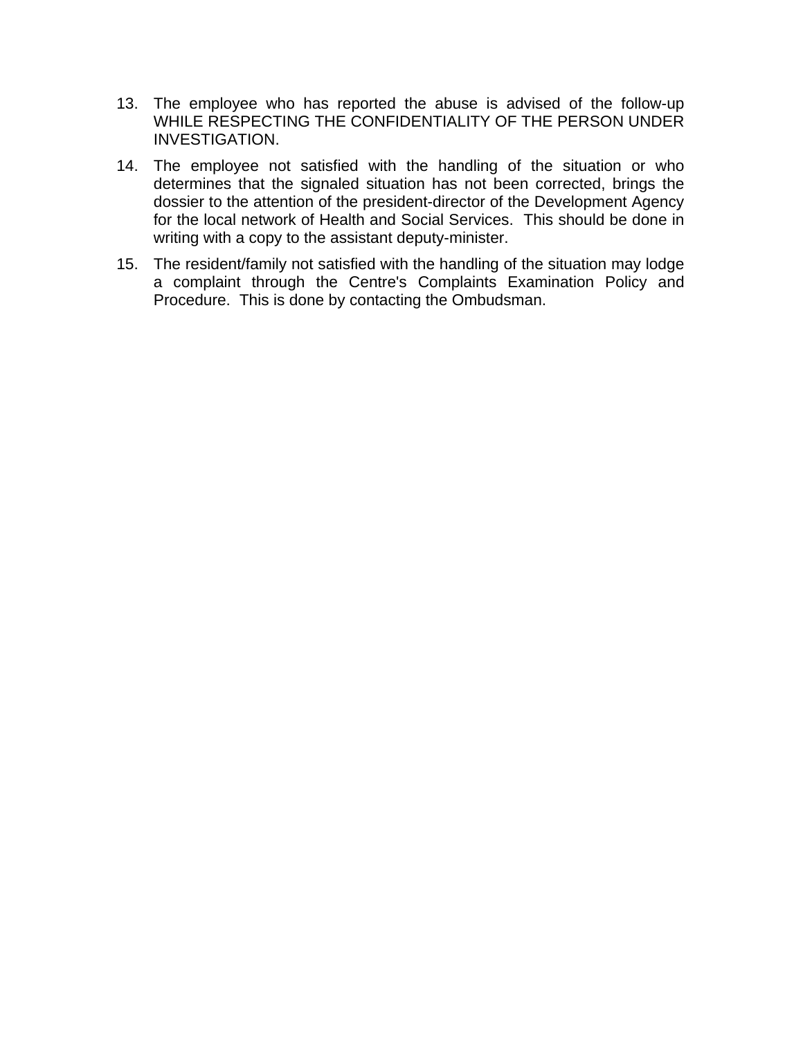13. The employee who has reported the abuse is advised of the follow-up WHILE RESPECTING THE CONFIDENTIALITY OF THE PERSON UNDER INVESTIGATION.
14. The employee not satisfied with the handling of the situation or who determines that the signaled situation has not been corrected, brings the dossier to the attention of the president-director of the Development Agency for the local network of Health and Social Services. This should be done in writing with a copy to the assistant deputy-minister.
15. The resident/family not satisfied with the handling of the situation may lodge a complaint through the Centre's Complaints Examination Policy and Procedure. This is done by contacting the Ombudsman.